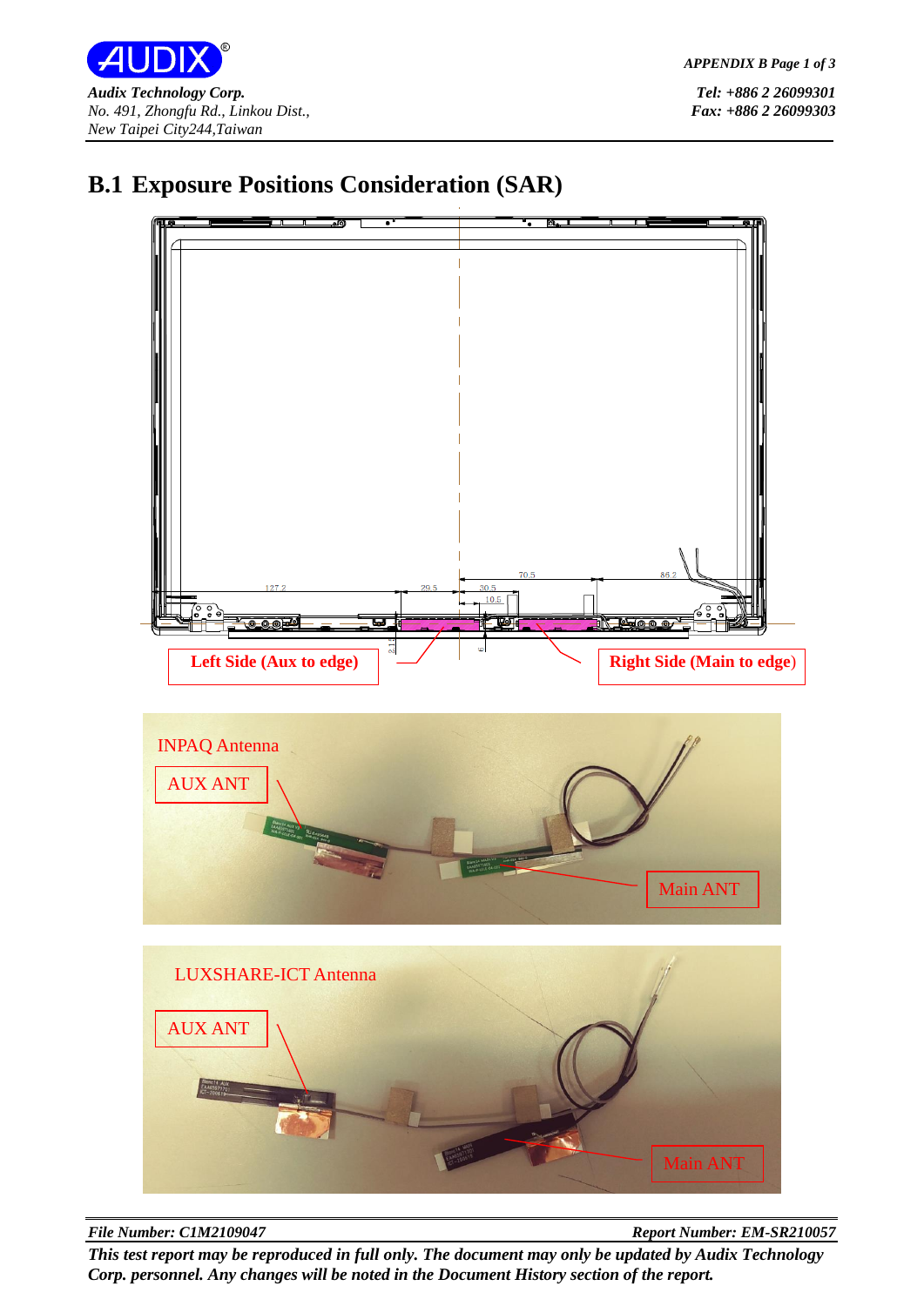## B.1 Exposure Positions Consideration (SAR)

Left Side (Aux to edge)

Right Side (Main to edge)

INPAQ Antenna

AUX ANT

Main ANT

LUXSHARE-ICT Antenna

AUX ANT

Main ANT

*This test report may be reproduced in full only. The document may only be updated by Audix Technology Corp. personnel. Any changes will be noted in the Document History section of the report.*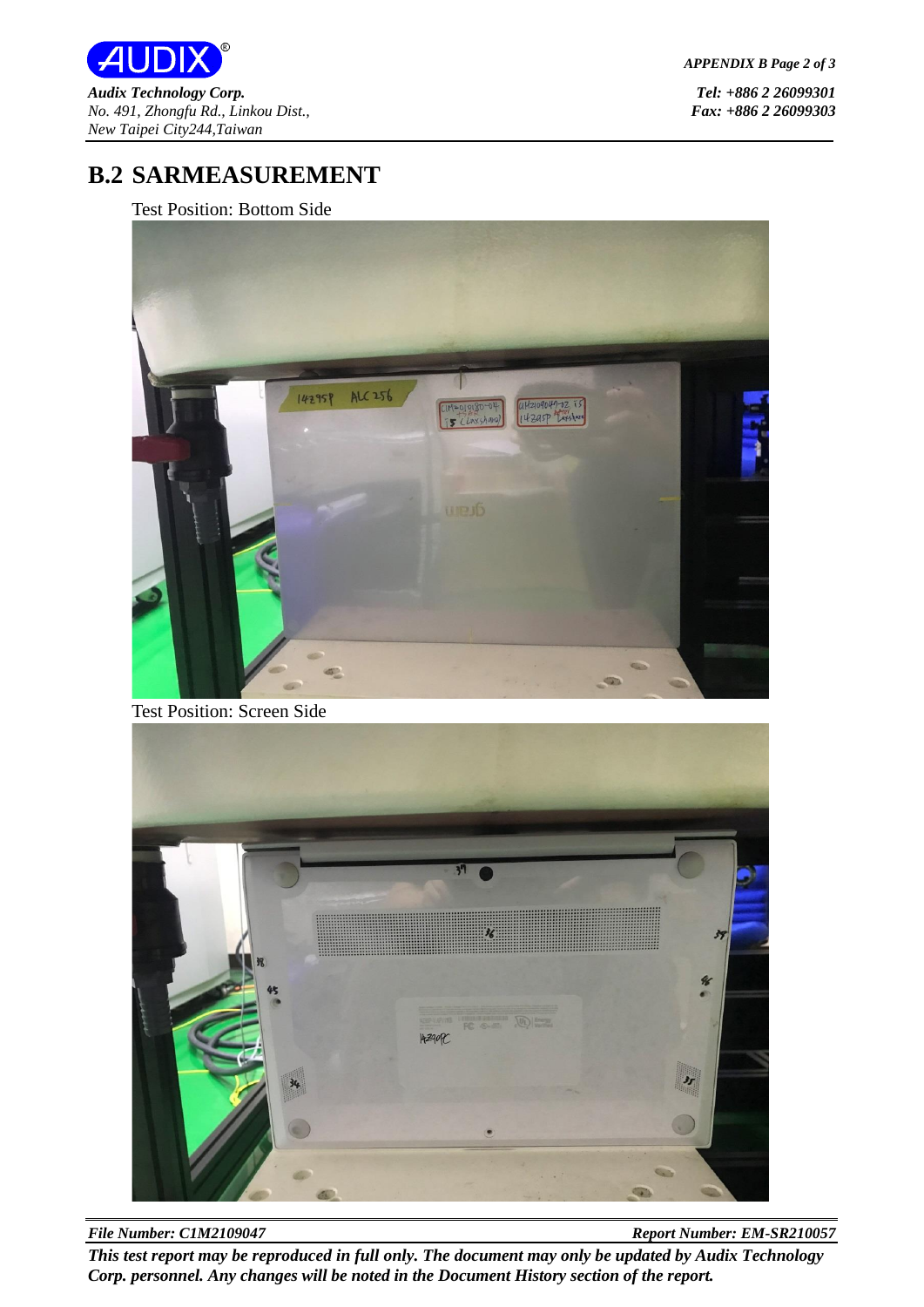## B.2 SARMEASUREMENT

Test Position: Bottom Side

Test Position: Screen Side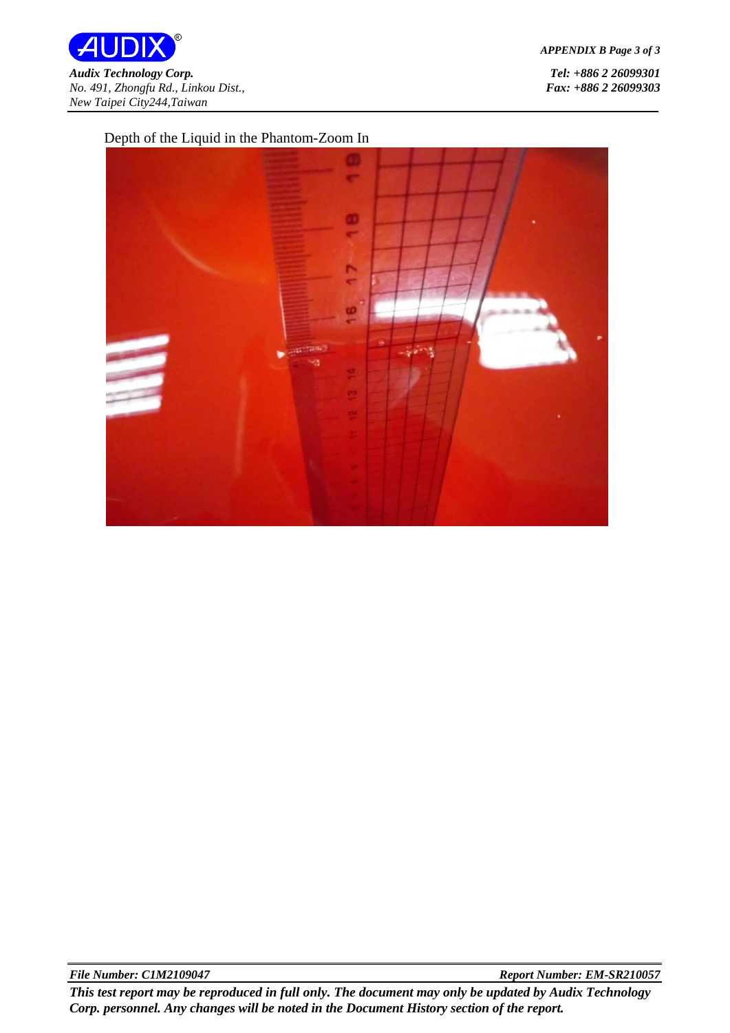Depth of the Liquid in the Phantom-Zoom In